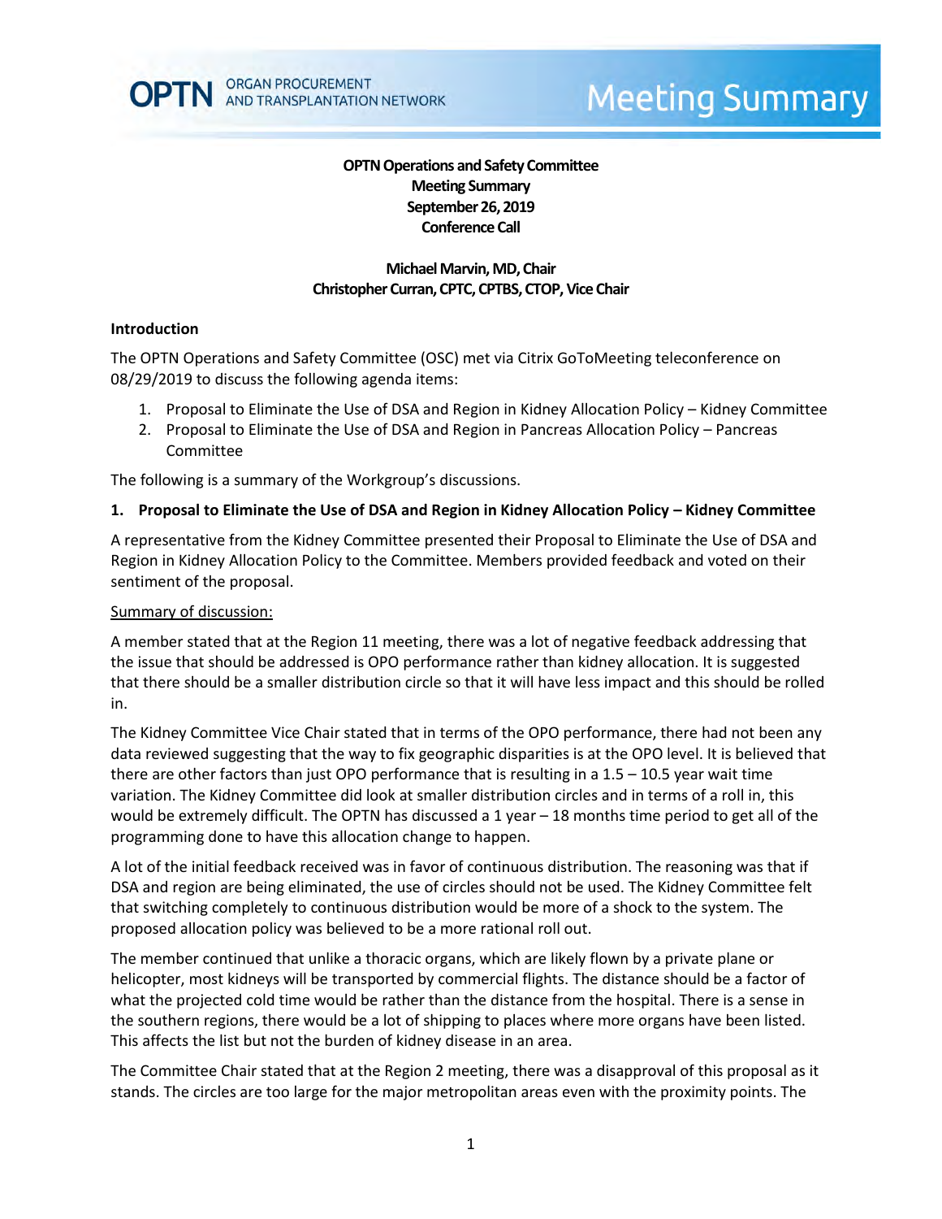# OPTN Operations and Safety Committee Meeting Summary

**September 26, 2019**
**Conference Call**

**Michael Marvin, MD, Chair**
**Christopher Curran, CPTC, CPTBS, CTOP, Vice Chair**

## Introduction

The OPTN Operations and Safety Committee (OSC) met via Citrix GoToMeeting teleconference on 08/29/2019 to discuss the following agenda items:

1. Proposal to Eliminate the Use of DSA and Region in Kidney Allocation Policy – Kidney Committee
2. Proposal to Eliminate the Use of DSA and Region in Pancreas Allocation Policy – Pancreas Committee

The following is a summary of the Workgroup's discussions.

## 1. Proposal to Eliminate the Use of DSA and Region in Kidney Allocation Policy – Kidney Committee

A representative from the Kidney Committee presented their Proposal to Eliminate the Use of DSA and Region in Kidney Allocation Policy to the Committee. Members provided feedback and voted on their sentiment of the proposal.

### Summary of discussion:

A member stated that at the Region 11 meeting, there was a lot of negative feedback addressing that the issue that should be addressed is OPO performance rather than kidney allocation. It is suggested that there should be a smaller distribution circle so that it will have less impact and this should be rolled in.

The Kidney Committee Vice Chair stated that in terms of the OPO performance, there had not been any data reviewed suggesting that the way to fix geographic disparities is at the OPO level. It is believed that there are other factors than just OPO performance that is resulting in a 1.5 – 10.5 year wait time variation. The Kidney Committee did look at smaller distribution circles and in terms of a roll in, this would be extremely difficult. The OPTN has discussed a 1 year – 18 months time period to get all of the programming done to have this allocation change to happen.

A lot of the initial feedback received was in favor of continuous distribution. The reasoning was that if DSA and region are being eliminated, the use of circles should not be used. The Kidney Committee felt that switching completely to continuous distribution would be more of a shock to the system. The proposed allocation policy was believed to be a more rational roll out.

The member continued that unlike a thoracic organs, which are likely flown by a private plane or helicopter, most kidneys will be transported by commercial flights. The distance should be a factor of what the projected cold time would be rather than the distance from the hospital. There is a sense in the southern regions, there would be a lot of shipping to places where more organs have been listed. This affects the list but not the burden of kidney disease in an area.

The Committee Chair stated that at the Region 2 meeting, there was a disapproval of this proposal as it stands. The circles are too large for the major metropolitan areas even with the proximity points. The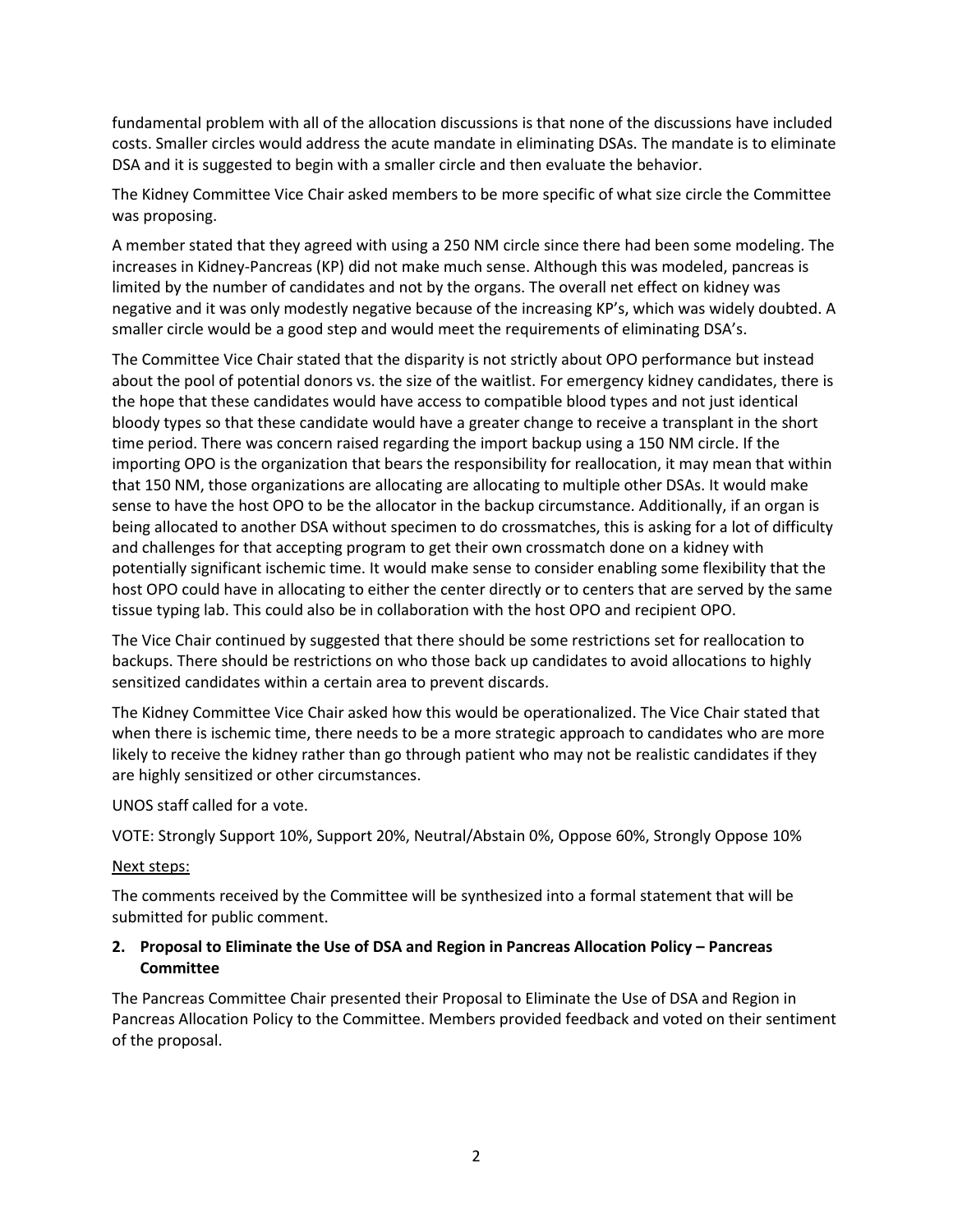fundamental problem with all of the allocation discussions is that none of the discussions have included costs. Smaller circles would address the acute mandate in eliminating DSAs. The mandate is to eliminate DSA and it is suggested to begin with a smaller circle and then evaluate the behavior.

The Kidney Committee Vice Chair asked members to be more specific of what size circle the Committee was proposing.

A member stated that they agreed with using a 250 NM circle since there had been some modeling. The increases in Kidney-Pancreas (KP) did not make much sense. Although this was modeled, pancreas is limited by the number of candidates and not by the organs. The overall net effect on kidney was negative and it was only modestly negative because of the increasing KP's, which was widely doubted. A smaller circle would be a good step and would meet the requirements of eliminating DSA's.

The Committee Vice Chair stated that the disparity is not strictly about OPO performance but instead about the pool of potential donors vs. the size of the waitlist. For emergency kidney candidates, there is the hope that these candidates would have access to compatible blood types and not just identical bloody types so that these candidate would have a greater change to receive a transplant in the short time period. There was concern raised regarding the import backup using a 150 NM circle. If the importing OPO is the organization that bears the responsibility for reallocation, it may mean that within that 150 NM, those organizations are allocating are allocating to multiple other DSAs. It would make sense to have the host OPO to be the allocator in the backup circumstance. Additionally, if an organ is being allocated to another DSA without specimen to do crossmatches, this is asking for a lot of difficulty and challenges for that accepting program to get their own crossmatch done on a kidney with potentially significant ischemic time. It would make sense to consider enabling some flexibility that the host OPO could have in allocating to either the center directly or to centers that are served by the same tissue typing lab. This could also be in collaboration with the host OPO and recipient OPO.

The Vice Chair continued by suggested that there should be some restrictions set for reallocation to backups. There should be restrictions on who those back up candidates to avoid allocations to highly sensitized candidates within a certain area to prevent discards.

The Kidney Committee Vice Chair asked how this would be operationalized. The Vice Chair stated that when there is ischemic time, there needs to be a more strategic approach to candidates who are more likely to receive the kidney rather than go through patient who may not be realistic candidates if they are highly sensitized or other circumstances.

UNOS staff called for a vote.

VOTE: Strongly Support 10%, Support 20%, Neutral/Abstain 0%, Oppose 60%, Strongly Oppose 10%

Next steps:

The comments received by the Committee will be synthesized into a formal statement that will be submitted for public comment.

**2. Proposal to Eliminate the Use of DSA and Region in Pancreas Allocation Policy – Pancreas Committee**

The Pancreas Committee Chair presented their Proposal to Eliminate the Use of DSA and Region in Pancreas Allocation Policy to the Committee. Members provided feedback and voted on their sentiment of the proposal.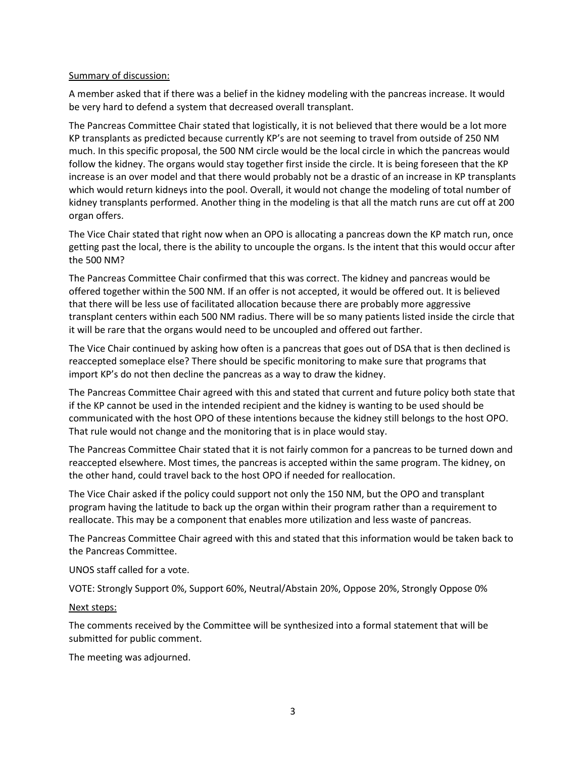Summary of discussion:

A member asked that if there was a belief in the kidney modeling with the pancreas increase. It would be very hard to defend a system that decreased overall transplant.

The Pancreas Committee Chair stated that logistically, it is not believed that there would be a lot more KP transplants as predicted because currently KP's are not seeming to travel from outside of 250 NM much. In this specific proposal, the 500 NM circle would be the local circle in which the pancreas would follow the kidney. The organs would stay together first inside the circle. It is being foreseen that the KP increase is an over model and that there would probably not be a drastic of an increase in KP transplants which would return kidneys into the pool. Overall, it would not change the modeling of total number of kidney transplants performed. Another thing in the modeling is that all the match runs are cut off at 200 organ offers.

The Vice Chair stated that right now when an OPO is allocating a pancreas down the KP match run, once getting past the local, there is the ability to uncouple the organs. Is the intent that this would occur after the 500 NM?

The Pancreas Committee Chair confirmed that this was correct. The kidney and pancreas would be offered together within the 500 NM. If an offer is not accepted, it would be offered out. It is believed that there will be less use of facilitated allocation because there are probably more aggressive transplant centers within each 500 NM radius. There will be so many patients listed inside the circle that it will be rare that the organs would need to be uncoupled and offered out farther.

The Vice Chair continued by asking how often is a pancreas that goes out of DSA that is then declined is reaccepted someplace else? There should be specific monitoring to make sure that programs that import KP's do not then decline the pancreas as a way to draw the kidney.

The Pancreas Committee Chair agreed with this and stated that current and future policy both state that if the KP cannot be used in the intended recipient and the kidney is wanting to be used should be communicated with the host OPO of these intentions because the kidney still belongs to the host OPO. That rule would not change and the monitoring that is in place would stay.

The Pancreas Committee Chair stated that it is not fairly common for a pancreas to be turned down and reaccepted elsewhere. Most times, the pancreas is accepted within the same program. The kidney, on the other hand, could travel back to the host OPO if needed for reallocation.

The Vice Chair asked if the policy could support not only the 150 NM, but the OPO and transplant program having the latitude to back up the organ within their program rather than a requirement to reallocate. This may be a component that enables more utilization and less waste of pancreas.

The Pancreas Committee Chair agreed with this and stated that this information would be taken back to the Pancreas Committee.

UNOS staff called for a vote.

VOTE: Strongly Support 0%, Support 60%, Neutral/Abstain 20%, Oppose 20%, Strongly Oppose 0%

Next steps:

The comments received by the Committee will be synthesized into a formal statement that will be submitted for public comment.

The meeting was adjourned.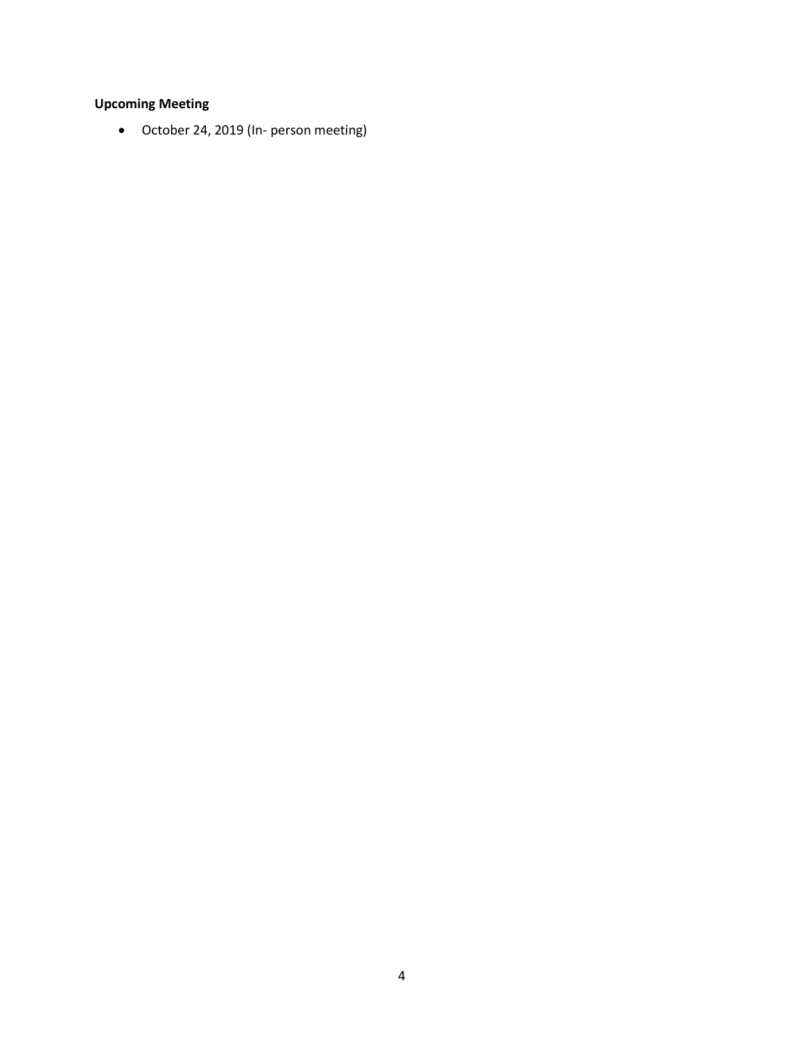**Upcoming Meeting**

- October 24, 2019 (In- person meeting)